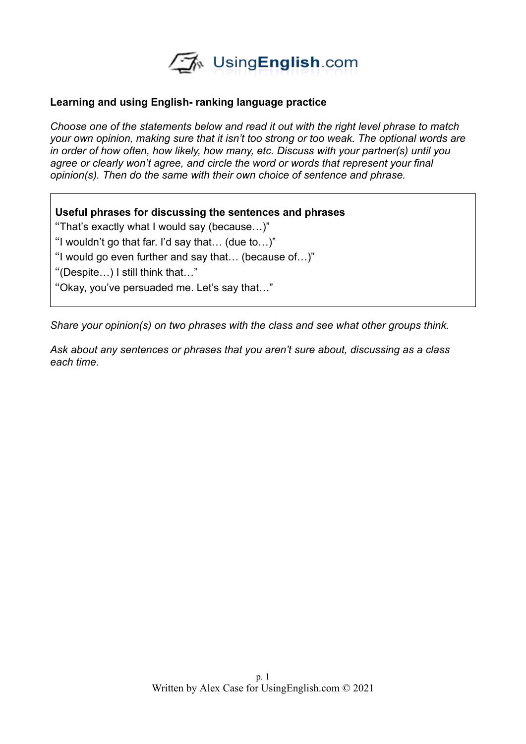## Learning and using English- ranking language practice

*Choose one of the statements below and read it out with the right level phrase to match your own opinion, making sure that it isn't too strong or too weak. The optional words are in order of how often, how likely, how many, etc. Discuss with your partner(s) until you agree or clearly won't agree, and circle the word or words that represent your final opinion(s). Then do the same with their own choice of sentence and phrase.*

**Useful phrases for discussing the sentences and phrases**

"That's exactly what I would say (because…)"
"I wouldn't go that far. I'd say that… (due to…)"
"I would go even further and say that… (because of…)"
"(Despite…) I still think that…"
"Okay, you've persuaded me. Let's say that…"

*Share your opinion(s) on two phrases with the class and see what other groups think.*

*Ask about any sentences or phrases that you aren't sure about, discussing as a class each time.*

Written by Alex Case for UsingEnglish.com © 2021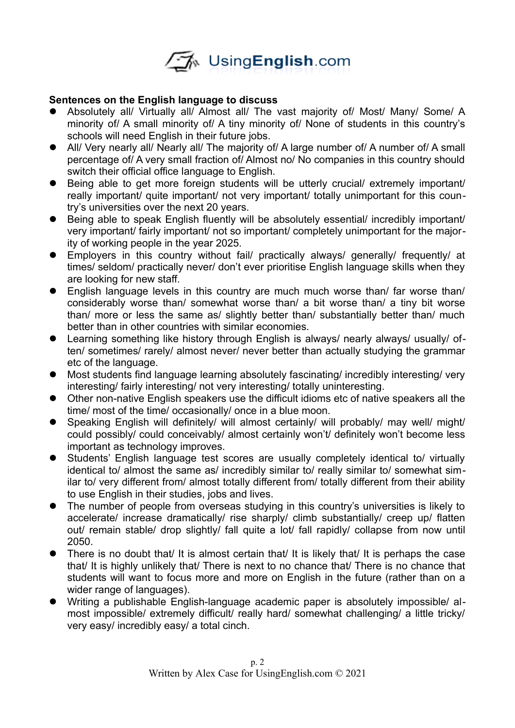**Sentences on the English language to discuss**

- Absolutely all/ Virtually all/ Almost all/ The vast majority of/ Most/ Many/ Some/ A minority of/ A small minority of/ A tiny minority of/ None of students in this country's schools will need English in their future jobs.
- All/ Very nearly all/ Nearly all/ The majority of/ A large number of/ A number of/ A small percentage of/ A very small fraction of/ Almost no/ No companies in this country should switch their official office language to English.
- Being able to get more foreign students will be utterly crucial/ extremely important/ really important/ quite important/ not very important/ totally unimportant for this country's universities over the next 20 years.
- Being able to speak English fluently will be absolutely essential/ incredibly important/ very important/ fairly important/ not so important/ completely unimportant for the majority of working people in the year 2025.
- Employers in this country without fail/ practically always/ generally/ frequently/ at times/ seldom/ practically never/ don't ever prioritise English language skills when they are looking for new staff.
- English language levels in this country are much much worse than/ far worse than/ considerably worse than/ somewhat worse than/ a bit worse than/ a tiny bit worse than/ more or less the same as/ slightly better than/ substantially better than/ much better than in other countries with similar economies.
- Learning something like history through English is always/ nearly always/ usually/ often/ sometimes/ rarely/ almost never/ never better than actually studying the grammar etc of the language.
- Most students find language learning absolutely fascinating/ incredibly interesting/ very interesting/ fairly interesting/ not very interesting/ totally uninteresting.
- Other non-native English speakers use the difficult idioms etc of native speakers all the time/ most of the time/ occasionally/ once in a blue moon.
- Speaking English will definitely/ will almost certainly/ will probably/ may well/ might/ could possibly/ could conceivably/ almost certainly won't/ definitely won't become less important as technology improves.
- Students' English language test scores are usually completely identical to/ virtually identical to/ almost the same as/ incredibly similar to/ really similar to/ somewhat similar to/ very different from/ almost totally different from/ totally different from their ability to use English in their studies, jobs and lives.
- The number of people from overseas studying in this country's universities is likely to accelerate/ increase dramatically/ rise sharply/ climb substantially/ creep up/ flatten out/ remain stable/ drop slightly/ fall quite a lot/ fall rapidly/ collapse from now until 2050.
- There is no doubt that/ It is almost certain that/ It is likely that/ It is perhaps the case that/ It is highly unlikely that/ There is next to no chance that/ There is no chance that students will want to focus more and more on English in the future (rather than on a wider range of languages).
- Writing a publishable English-language academic paper is absolutely impossible/ almost impossible/ extremely difficult/ really hard/ somewhat challenging/ a little tricky/ very easy/ incredibly easy/ a total cinch.

Written by Alex Case for UsingEnglish.com © 2021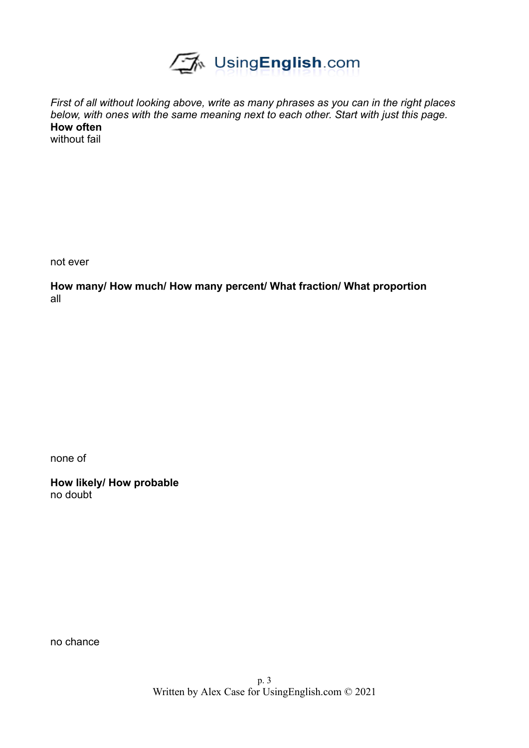*First of all without looking above, write as many phrases as you can in the right places below, with ones with the same meaning next to each other. Start with just this page.*

**How often**

without fail

not ever

**How many/ How much/ How many percent/ What fraction/ What proportion**

all

none of

**How likely/ How probable**

no doubt

no chance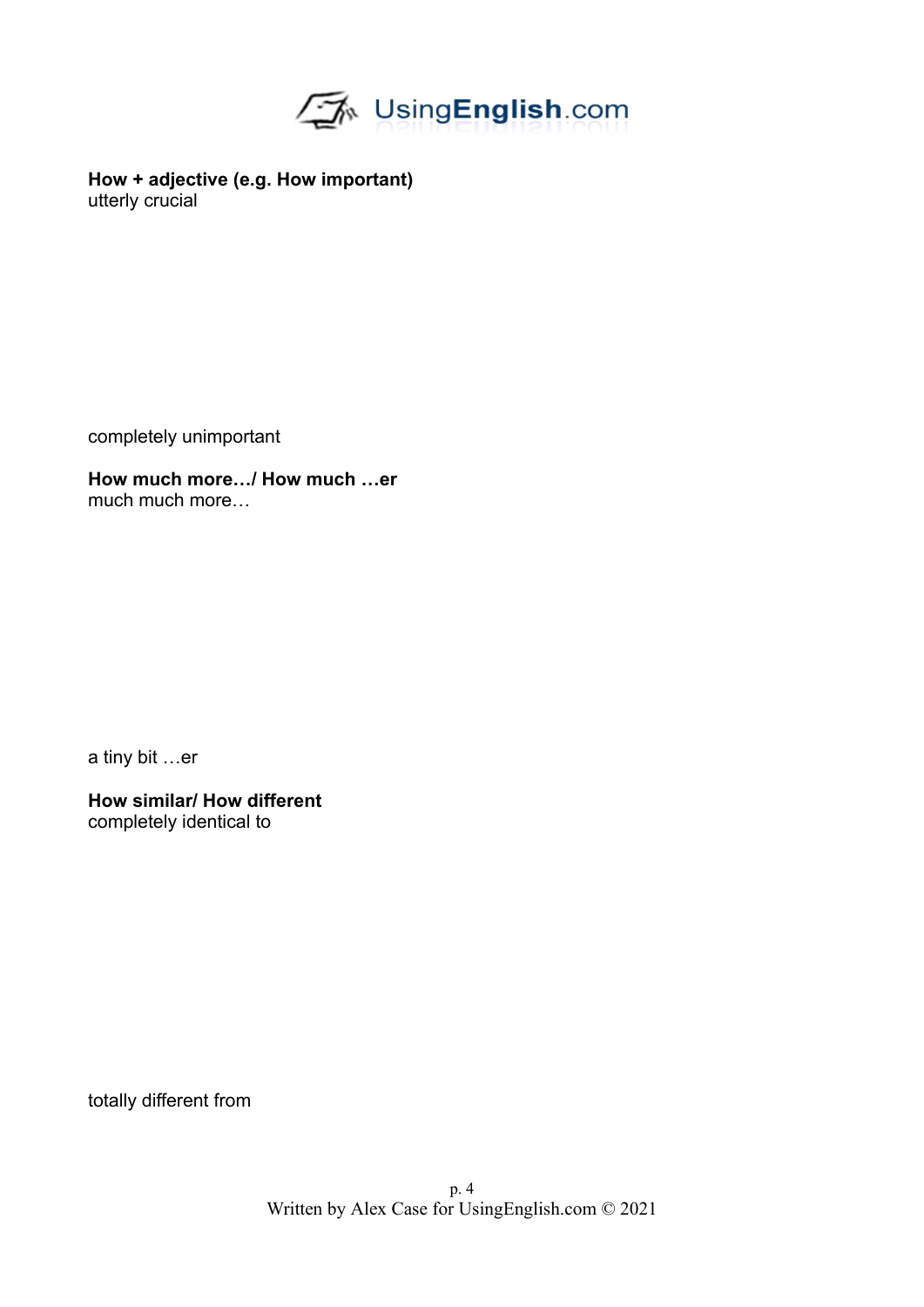**How + adjective (e.g. How important)**
utterly crucial

completely unimportant

**How much more…/ How much …er**
much much more…

a tiny bit …er

**How similar/ How different**
completely identical to

totally different from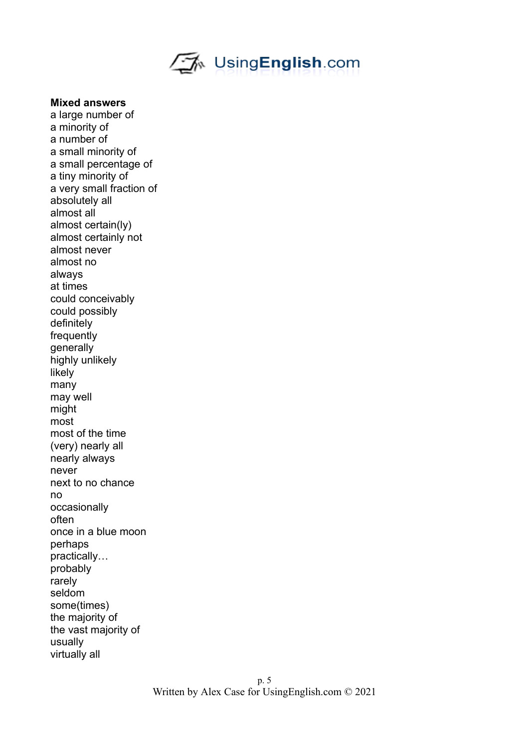**Mixed answers**

a large number of
a minority of
a number of
a small minority of
a small percentage of
a tiny minority of
a very small fraction of
absolutely all
almost all
almost certain(ly)
almost certainly not
almost never
almost no
always
at times
could conceivably
could possibly
definitely
frequently
generally
highly unlikely
likely
many
may well
might
most
most of the time
(very) nearly all
nearly always
never
next to no chance
no
occasionally
often
once in a blue moon
perhaps
practically…
probably
rarely
seldom
some(times)
the majority of
the vast majority of
usually
virtually all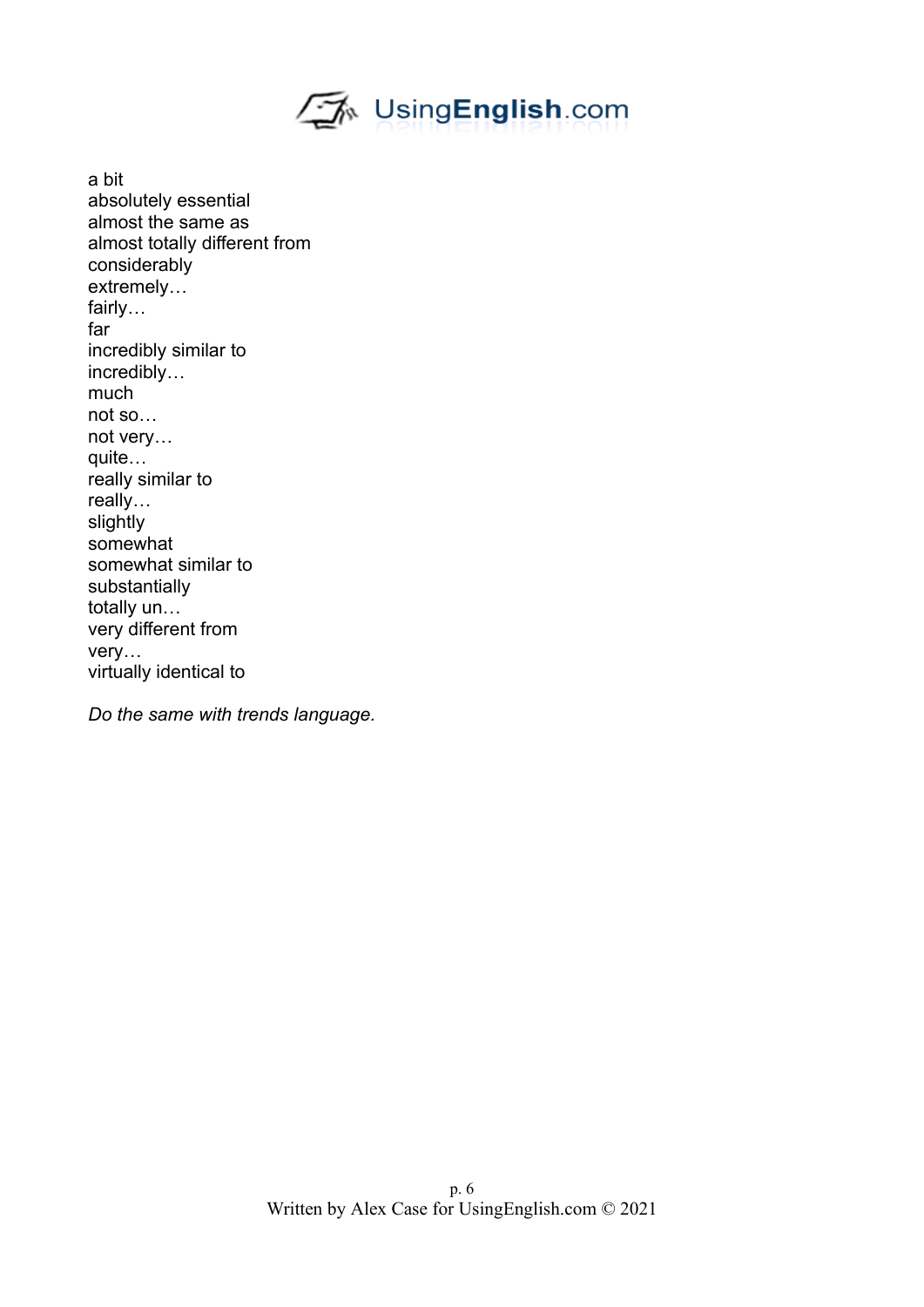a bit
absolutely essential
almost the same as
almost totally different from
considerably
extremely…
fairly…
far
incredibly similar to
incredibly…
much
not so…
not very…
quite…
really similar to
really…
slightly
somewhat
somewhat similar to
substantially
totally un…
very different from
very…
virtually identical to

*Do the same with trends language.*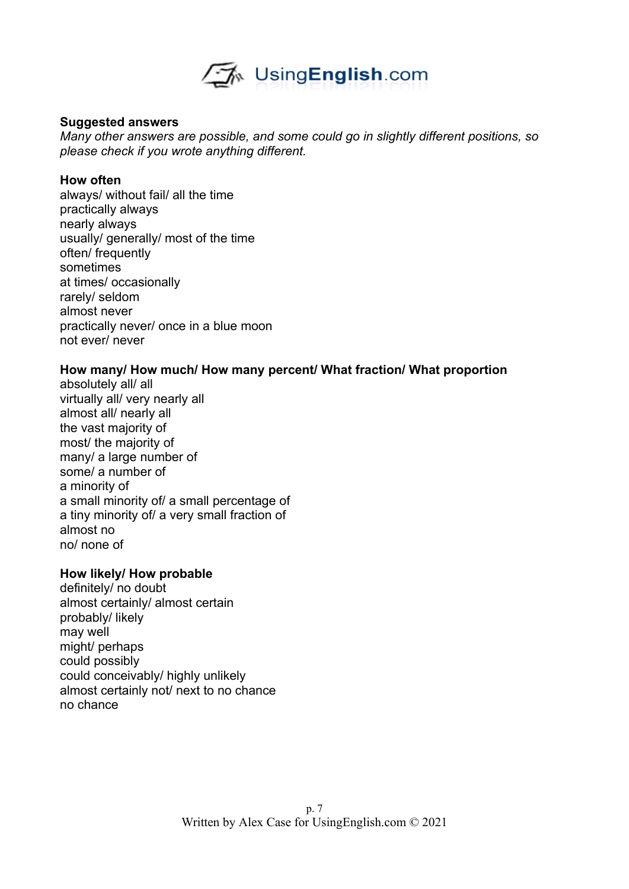**Suggested answers**

*Many other answers are possible, and some could go in slightly different positions, so please check if you wrote anything different.*

**How often**

always/ without fail/ all the time
practically always
nearly always
usually/ generally/ most of the time
often/ frequently
sometimes
at times/ occasionally
rarely/ seldom
almost never
practically never/ once in a blue moon
not ever/ never

**How many/ How much/ How many percent/ What fraction/ What proportion**

absolutely all/ all
virtually all/ very nearly all
almost all/ nearly all
the vast majority of
most/ the majority of
many/ a large number of
some/ a number of
a minority of
a small minority of/ a small percentage of
a tiny minority of/ a very small fraction of
almost no
no/ none of

**How likely/ How probable**

definitely/ no doubt
almost certainly/ almost certain
probably/ likely
may well
might/ perhaps
could possibly
could conceivably/ highly unlikely
almost certainly not/ next to no chance
no chance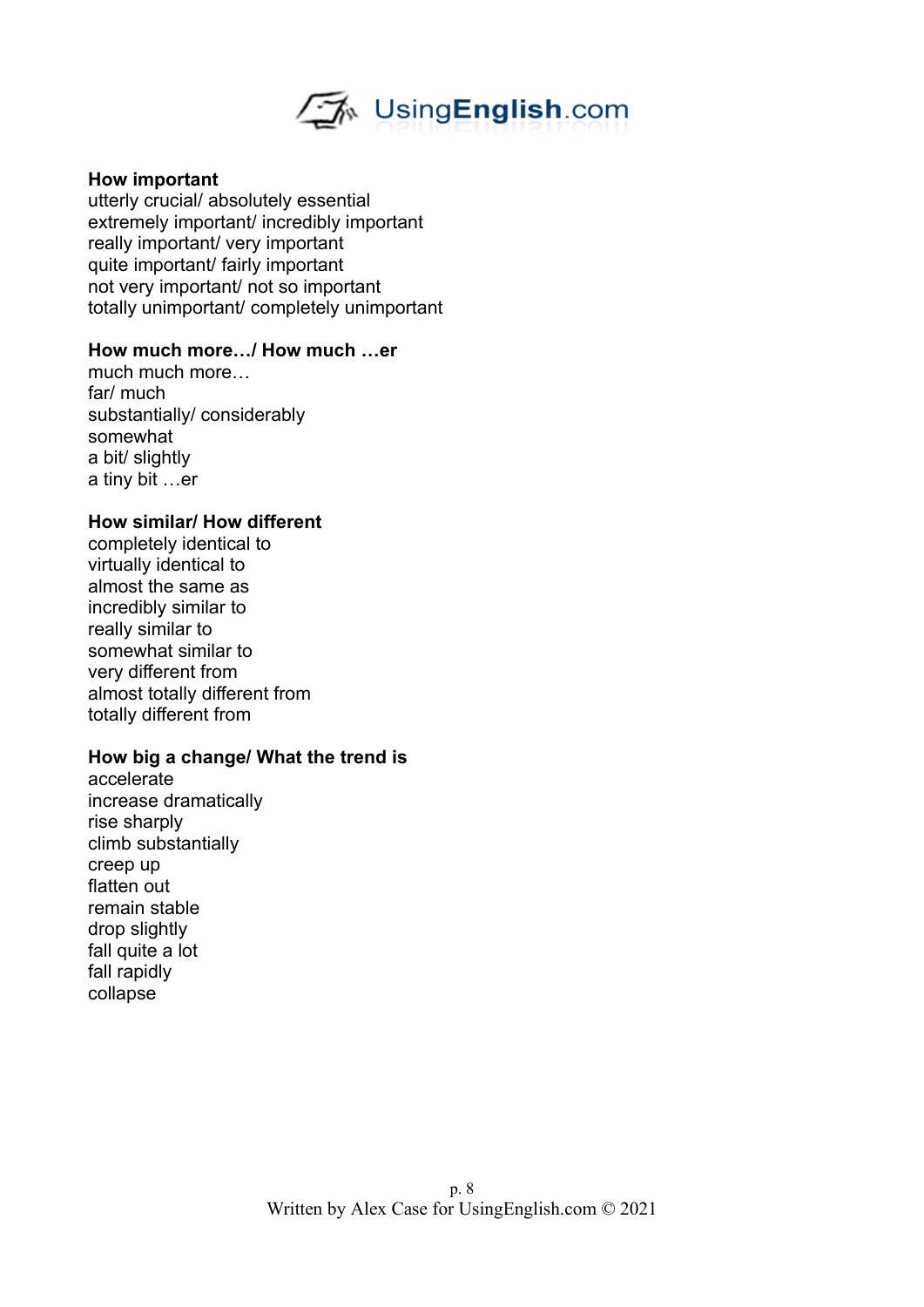**How important**
utterly crucial/ absolutely essential
extremely important/ incredibly important
really important/ very important
quite important/ fairly important
not very important/ not so important
totally unimportant/ completely unimportant

**How much more…/ How much …er**
much much more…
far/ much
substantially/ considerably
somewhat
a bit/ slightly
a tiny bit …er

**How similar/ How different**
completely identical to
virtually identical to
almost the same as
incredibly similar to
really similar to
somewhat similar to
very different from
almost totally different from
totally different from

**How big a change/ What the trend is**
accelerate
increase dramatically
rise sharply
climb substantially
creep up
flatten out
remain stable
drop slightly
fall quite a lot
fall rapidly
collapse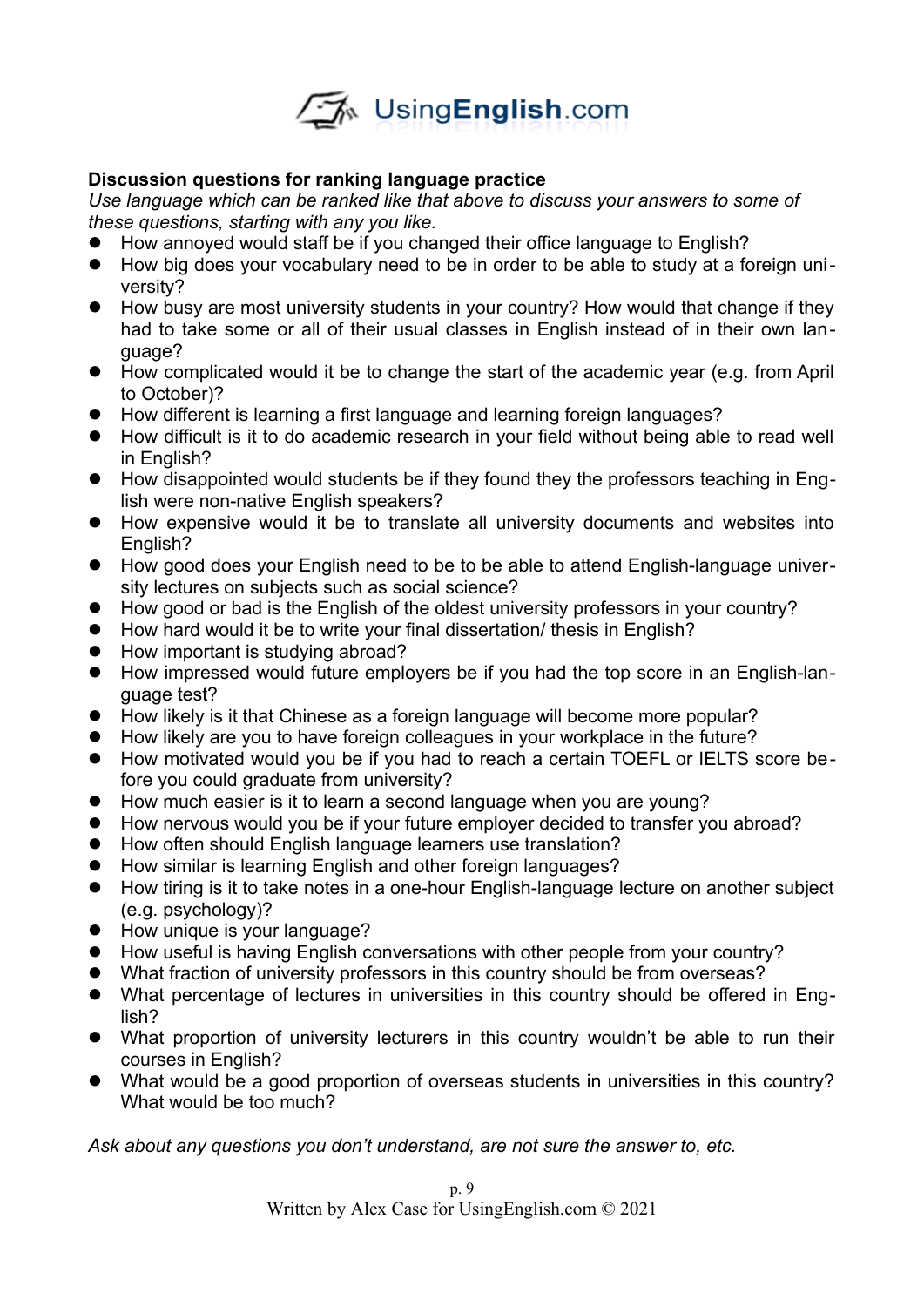**Discussion questions for ranking language practice**

*Use language which can be ranked like that above to discuss your answers to some of these questions, starting with any you like.*

- How annoyed would staff be if you changed their office language to English?
- How big does your vocabulary need to be in order to be able to study at a foreign university?
- How busy are most university students in your country? How would that change if they had to take some or all of their usual classes in English instead of in their own language?
- How complicated would it be to change the start of the academic year (e.g. from April to October)?
- How different is learning a first language and learning foreign languages?
- How difficult is it to do academic research in your field without being able to read well in English?
- How disappointed would students be if they found they the professors teaching in English were non-native English speakers?
- How expensive would it be to translate all university documents and websites into English?
- How good does your English need to be to be able to attend English-language university lectures on subjects such as social science?
- How good or bad is the English of the oldest university professors in your country?
- How hard would it be to write your final dissertation/ thesis in English?
- How important is studying abroad?
- How impressed would future employers be if you had the top score in an English-language test?
- How likely is it that Chinese as a foreign language will become more popular?
- How likely are you to have foreign colleagues in your workplace in the future?
- How motivated would you be if you had to reach a certain TOEFL or IELTS score before you could graduate from university?
- How much easier is it to learn a second language when you are young?
- How nervous would you be if your future employer decided to transfer you abroad?
- How often should English language learners use translation?
- How similar is learning English and other foreign languages?
- How tiring is it to take notes in a one-hour English-language lecture on another subject (e.g. psychology)?
- How unique is your language?
- How useful is having English conversations with other people from your country?
- What fraction of university professors in this country should be from overseas?
- What percentage of lectures in universities in this country should be offered in English?
- What proportion of university lecturers in this country wouldn't be able to run their courses in English?
- What would be a good proportion of overseas students in universities in this country? What would be too much?

*Ask about any questions you don't understand, are not sure the answer to, etc.*

Written by Alex Case for UsingEnglish.com © 2021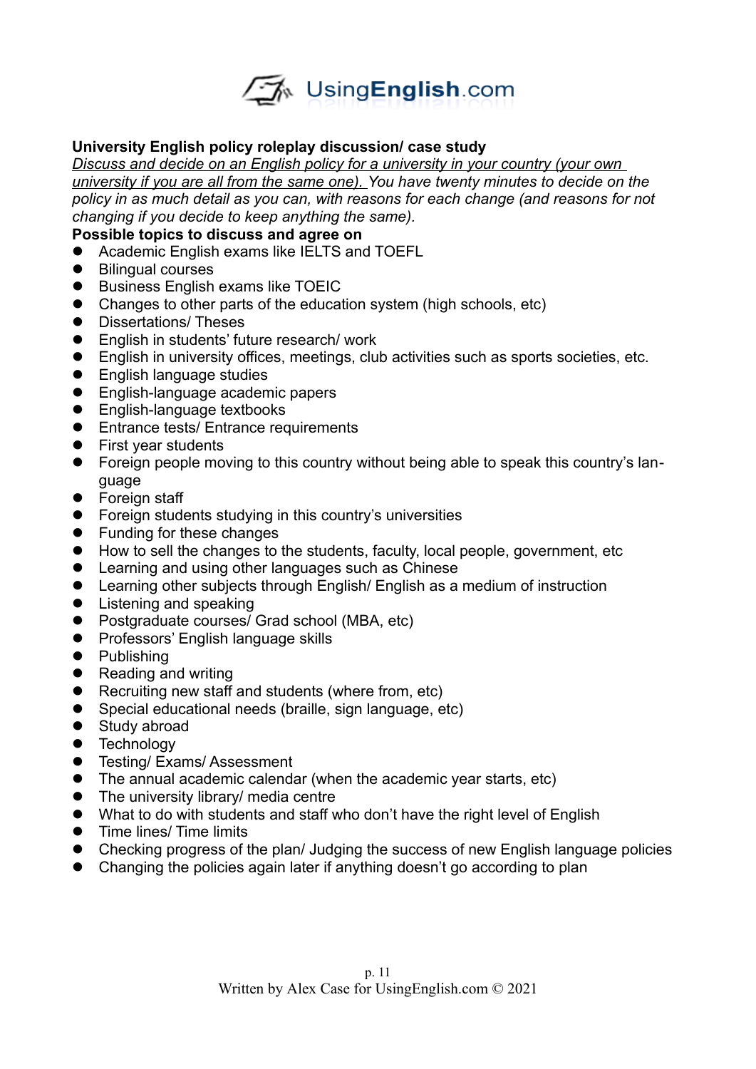**University English policy roleplay discussion/ case study**

*Discuss and decide on an English policy for a university in your country (your own university if you are all from the same one). You have twenty minutes to decide on the policy in as much detail as you can, with reasons for each change (and reasons for not changing if you decide to keep anything the same).*

**Possible topics to discuss and agree on**

- Academic English exams like IELTS and TOEFL
- Bilingual courses
- Business English exams like TOEIC
- Changes to other parts of the education system (high schools, etc)
- Dissertations/ Theses
- English in students' future research/ work
- English in university offices, meetings, club activities such as sports societies, etc.
- English language studies
- English-language academic papers
- English-language textbooks
- Entrance tests/ Entrance requirements
- First year students
- Foreign people moving to this country without being able to speak this country's language
- Foreign staff
- Foreign students studying in this country's universities
- Funding for these changes
- How to sell the changes to the students, faculty, local people, government, etc
- Learning and using other languages such as Chinese
- Learning other subjects through English/ English as a medium of instruction
- Listening and speaking
- Postgraduate courses/ Grad school (MBA, etc)
- Professors' English language skills
- Publishing
- Reading and writing
- Recruiting new staff and students (where from, etc)
- Special educational needs (braille, sign language, etc)
- Study abroad
- Technology
- Testing/ Exams/ Assessment
- The annual academic calendar (when the academic year starts, etc)
- The university library/ media centre
- What to do with students and staff who don't have the right level of English
- Time lines/ Time limits
- Checking progress of the plan/ Judging the success of new English language policies
- Changing the policies again later if anything doesn't go according to plan

Written by Alex Case for UsingEnglish.com © 2021